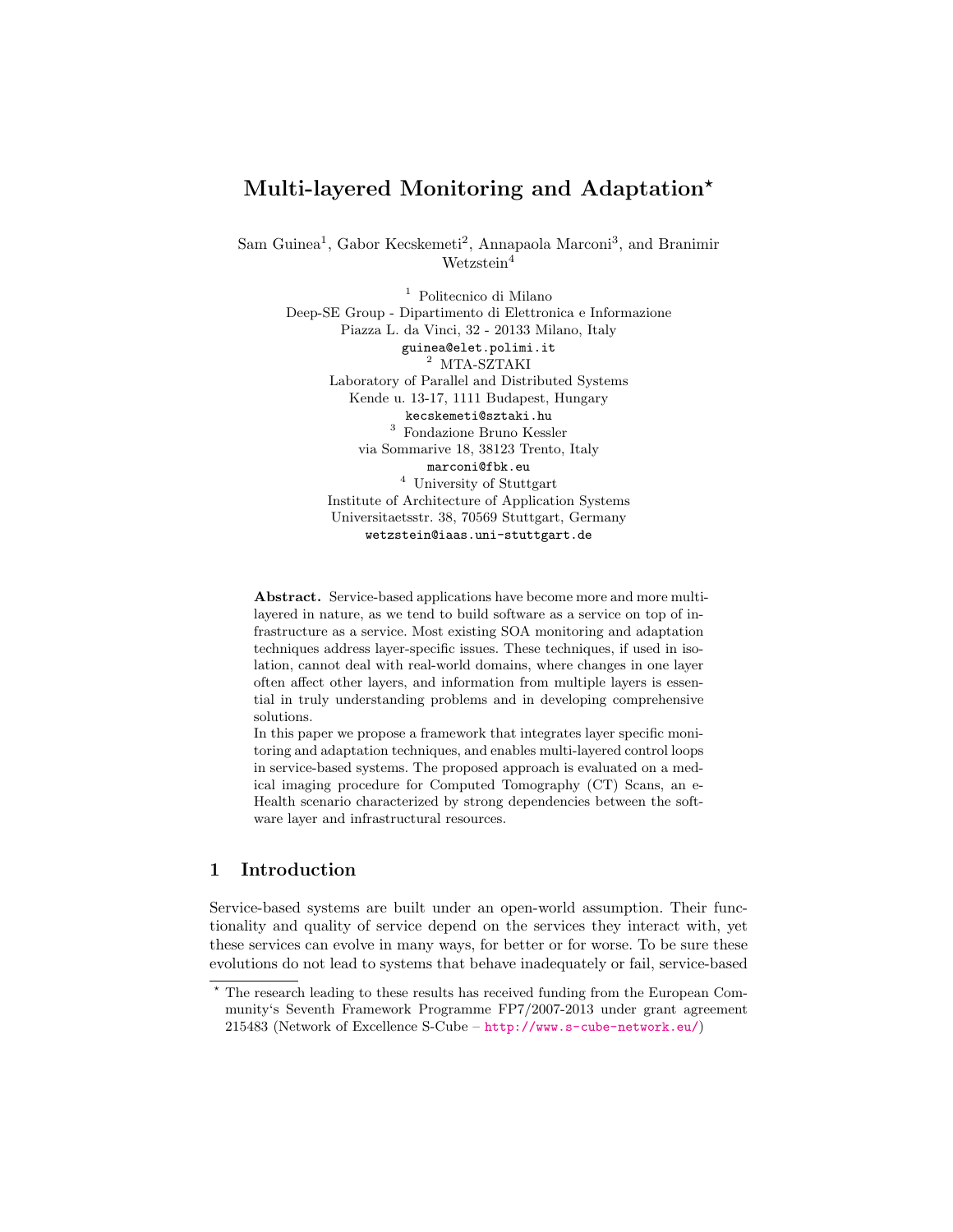# Multi-layered Monitoring and Adaptation*

Sam Guinea[1], Gabor Kecskemeti[2], Annapaola Marconi[3], and Branimir Wetzstein[4]

[1] Politecnico di Milano
Deep-SE Group - Dipartimento di Elettronica e Informazione
Piazza L. da Vinci, 32 - 20133 Milano, Italy
guinea@elet.polimi.it

[2] MTA-SZTAKI
Laboratory of Parallel and Distributed Systems
Kende u. 13-17, 1111 Budapest, Hungary
kecskemeti@sztaki.hu

[3] Fondazione Bruno Kessler
via Sommarive 18, 38123 Trento, Italy
marconi@fbk.eu

[4] University of Stuttgart
Institute of Architecture of Application Systems
Universitaetsstr. 38, 70569 Stuttgart, Germany
wetzstein@iaas.uni-stuttgart.de

**Abstract.** Service-based applications have become more and more multi-layered in nature, as we tend to build software as a service on top of infrastructure as a service. Most existing SOA monitoring and adaptation techniques address layer-specific issues. These techniques, if used in isolation, cannot deal with real-world domains, where changes in one layer often affect other layers, and information from multiple layers is essential in truly understanding problems and in developing comprehensive solutions.

In this paper we propose a framework that integrates layer specific monitoring and adaptation techniques, and enables multi-layered control loops in service-based systems. The proposed approach is evaluated on a medical imaging procedure for Computed Tomography (CT) Scans, an e-Health scenario characterized by strong dependencies between the software layer and infrastructural resources.

## 1 Introduction

Service-based systems are built under an open-world assumption. Their functionality and quality of service depend on the services they interact with, yet these services can evolve in many ways, for better or for worse. To be sure these evolutions do not lead to systems that behave inadequately or fail, service-based

* The research leading to these results has received funding from the European Community's Seventh Framework Programme FP7/2007-2013 under grant agreement 215483 (Network of Excellence S-Cube – http://www.s-cube-network.eu/)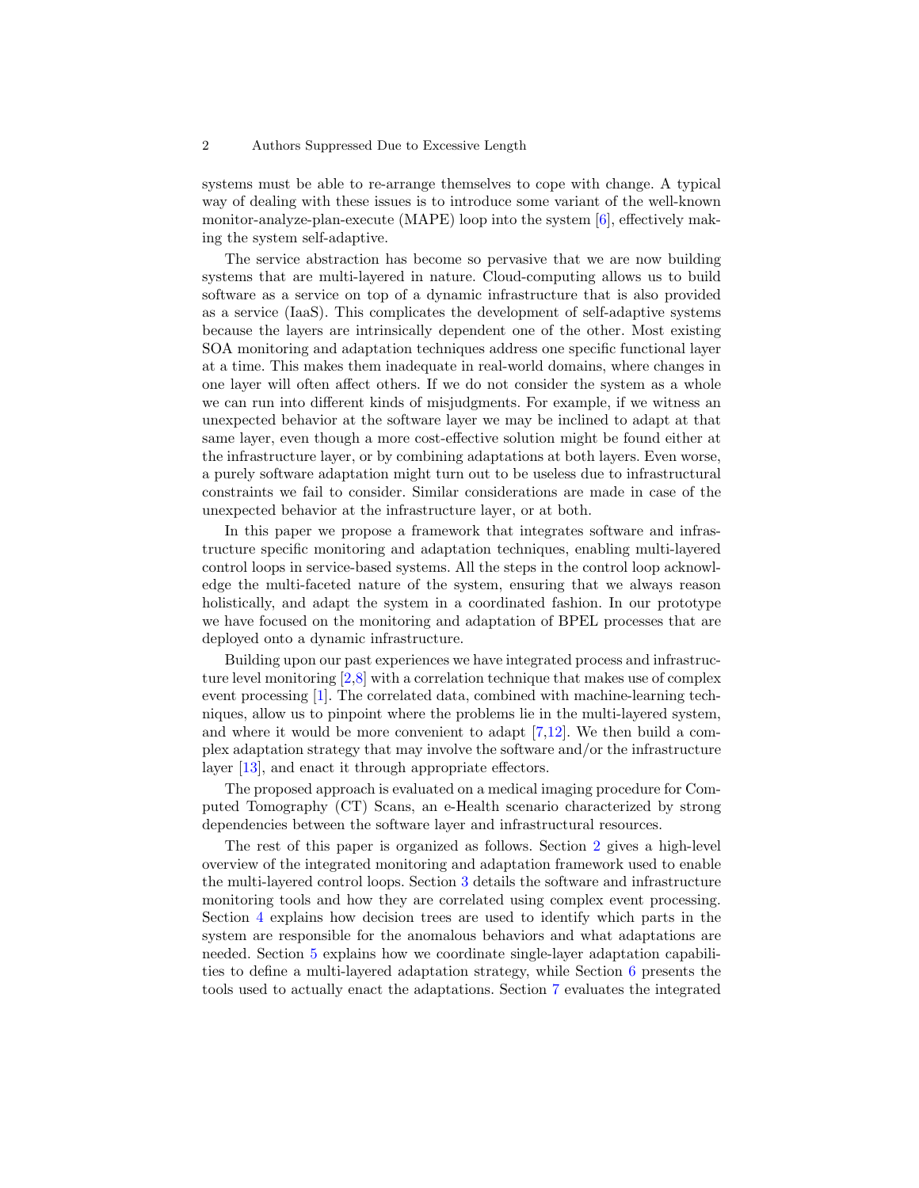systems must be able to re-arrange themselves to cope with change. A typical way of dealing with these issues is to introduce some variant of the well-known monitor-analyze-plan-execute (MAPE) loop into the system [6], effectively making the system self-adaptive.

The service abstraction has become so pervasive that we are now building systems that are multi-layered in nature. Cloud-computing allows us to build software as a service on top of a dynamic infrastructure that is also provided as a service (IaaS). This complicates the development of self-adaptive systems because the layers are intrinsically dependent one of the other. Most existing SOA monitoring and adaptation techniques address one specific functional layer at a time. This makes them inadequate in real-world domains, where changes in one layer will often affect others. If we do not consider the system as a whole we can run into different kinds of misjudgments. For example, if we witness an unexpected behavior at the software layer we may be inclined to adapt at that same layer, even though a more cost-effective solution might be found either at the infrastructure layer, or by combining adaptations at both layers. Even worse, a purely software adaptation might turn out to be useless due to infrastructural constraints we fail to consider. Similar considerations are made in case of the unexpected behavior at the infrastructure layer, or at both.

In this paper we propose a framework that integrates software and infrastructure specific monitoring and adaptation techniques, enabling multi-layered control loops in service-based systems. All the steps in the control loop acknowledge the multi-faceted nature of the system, ensuring that we always reason holistically, and adapt the system in a coordinated fashion. In our prototype we have focused on the monitoring and adaptation of BPEL processes that are deployed onto a dynamic infrastructure.

Building upon our past experiences we have integrated process and infrastructure level monitoring [2,8] with a correlation technique that makes use of complex event processing [1]. The correlated data, combined with machine-learning techniques, allow us to pinpoint where the problems lie in the multi-layered system, and where it would be more convenient to adapt [7,12]. We then build a complex adaptation strategy that may involve the software and/or the infrastructure layer [13], and enact it through appropriate effectors.

The proposed approach is evaluated on a medical imaging procedure for Computed Tomography (CT) Scans, an e-Health scenario characterized by strong dependencies between the software layer and infrastructural resources.

The rest of this paper is organized as follows. Section 2 gives a high-level overview of the integrated monitoring and adaptation framework used to enable the multi-layered control loops. Section 3 details the software and infrastructure monitoring tools and how they are correlated using complex event processing. Section 4 explains how decision trees are used to identify which parts in the system are responsible for the anomalous behaviors and what adaptations are needed. Section 5 explains how we coordinate single-layer adaptation capabilities to define a multi-layered adaptation strategy, while Section 6 presents the tools used to actually enact the adaptations. Section 7 evaluates the integrated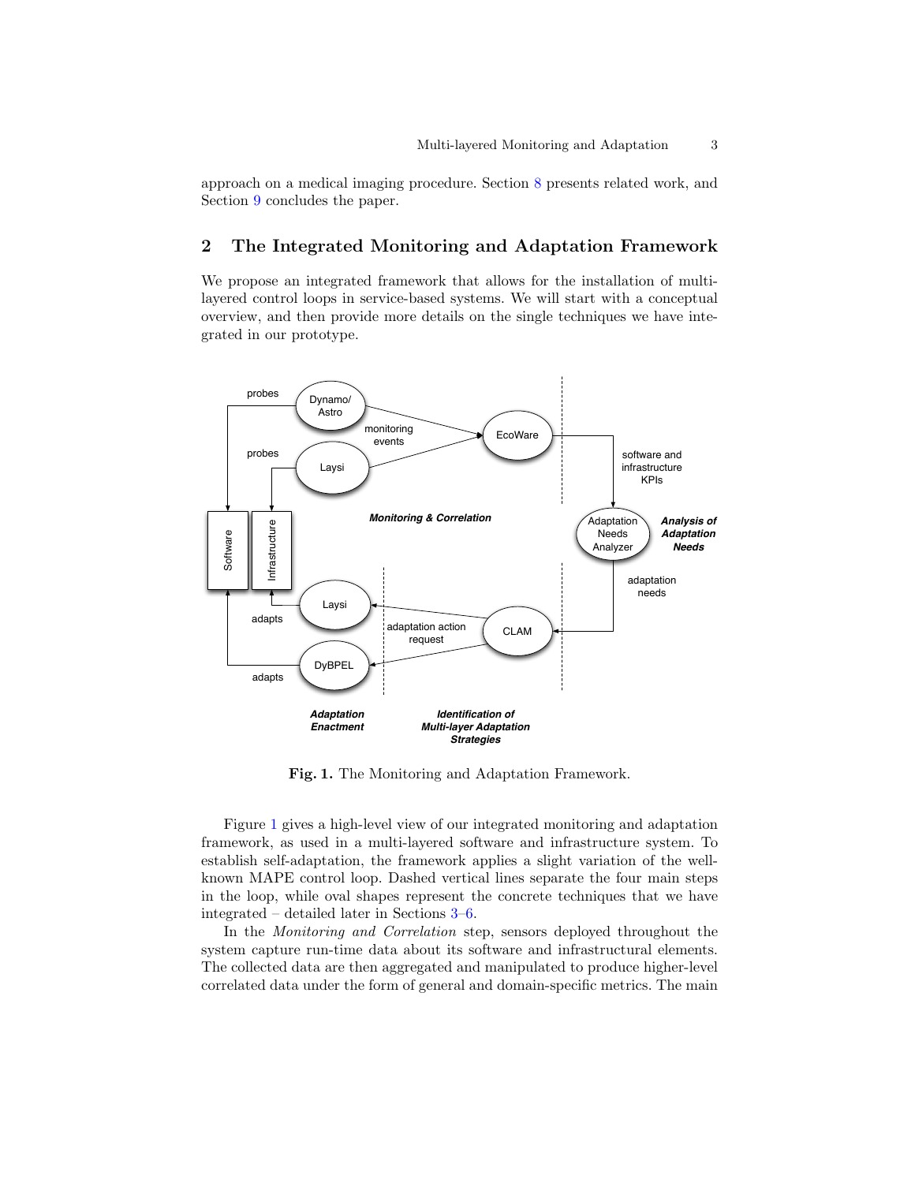approach on a medical imaging procedure. Section 8 presents related work, and Section 9 concludes the paper.

## 2 The Integrated Monitoring and Adaptation Framework

We propose an integrated framework that allows for the installation of multi-layered control loops in service-based systems. We will start with a conceptual overview, and then provide more details on the single techniques we have integrated in our prototype.

**Fig. 1.** The Monitoring and Adaptation Framework.

Figure 1 gives a high-level view of our integrated monitoring and adaptation framework, as used in a multi-layered software and infrastructure system. To establish self-adaptation, the framework applies a slight variation of the well-known MAPE control loop. Dashed vertical lines separate the four main steps in the loop, while oval shapes represent the concrete techniques that we have integrated – detailed later in Sections 3–6.

In the *Monitoring and Correlation* step, sensors deployed throughout the system capture run-time data about its software and infrastructural elements. The collected data are then aggregated and manipulated to produce higher-level correlated data under the form of general and domain-specific metrics. The main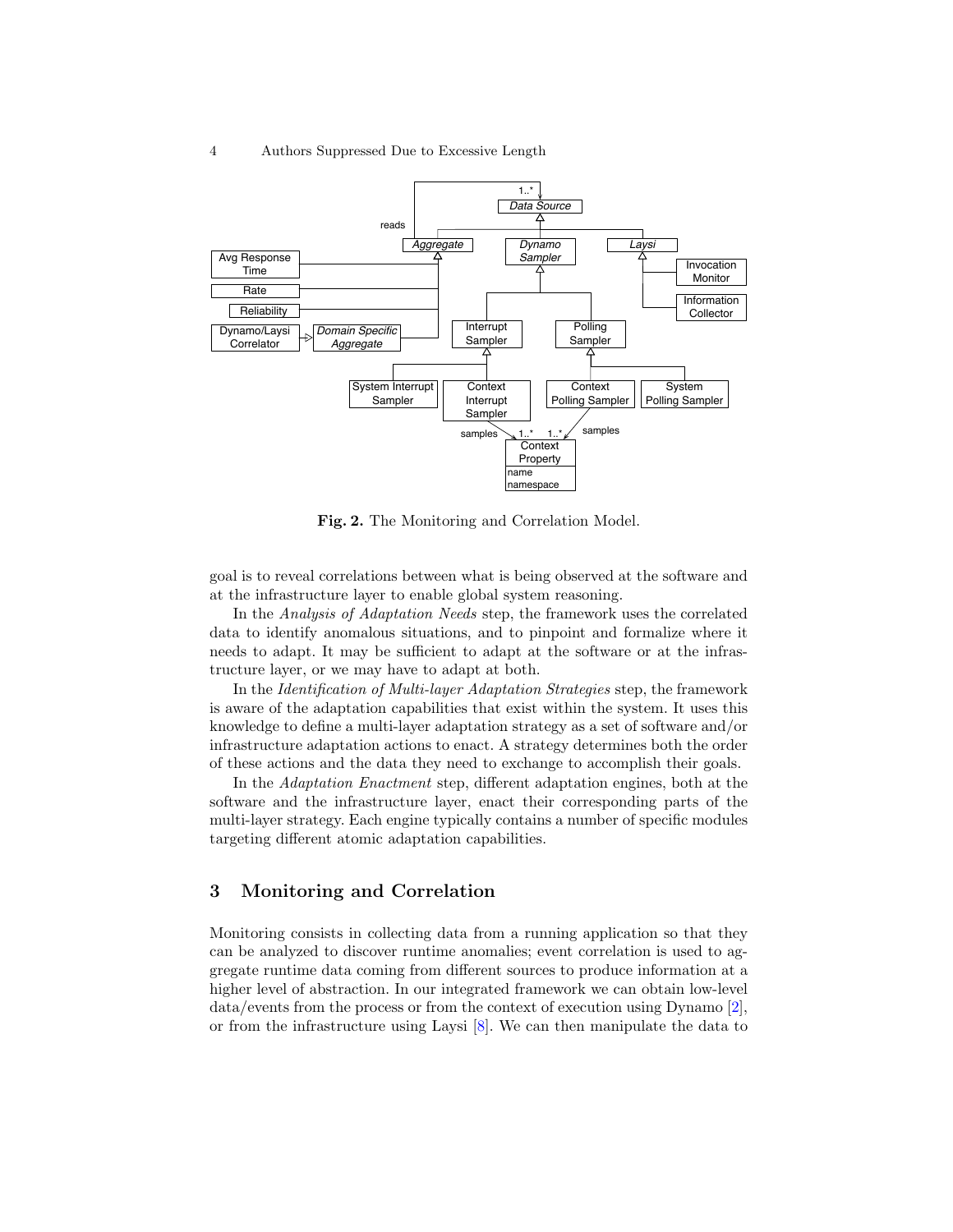**Fig. 2.** The Monitoring and Correlation Model.

goal is to reveal correlations between what is being observed at the software and at the infrastructure layer to enable global system reasoning.

In the *Analysis of Adaptation Needs* step, the framework uses the correlated data to identify anomalous situations, and to pinpoint and formalize where it needs to adapt. It may be sufficient to adapt at the software or at the infrastructure layer, or we may have to adapt at both.

In the *Identification of Multi-layer Adaptation Strategies* step, the framework is aware of the adaptation capabilities that exist within the system. It uses this knowledge to define a multi-layer adaptation strategy as a set of software and/or infrastructure adaptation actions to enact. A strategy determines both the order of these actions and the data they need to exchange to accomplish their goals.

In the *Adaptation Enactment* step, different adaptation engines, both at the software and the infrastructure layer, enact their corresponding parts of the multi-layer strategy. Each engine typically contains a number of specific modules targeting different atomic adaptation capabilities.

## 3 Monitoring and Correlation

Monitoring consists in collecting data from a running application so that they can be analyzed to discover runtime anomalies; event correlation is used to aggregate runtime data coming from different sources to produce information at a higher level of abstraction. In our integrated framework we can obtain low-level data/events from the process or from the context of execution using Dynamo [2], or from the infrastructure using Laysi [8]. We can then manipulate the data to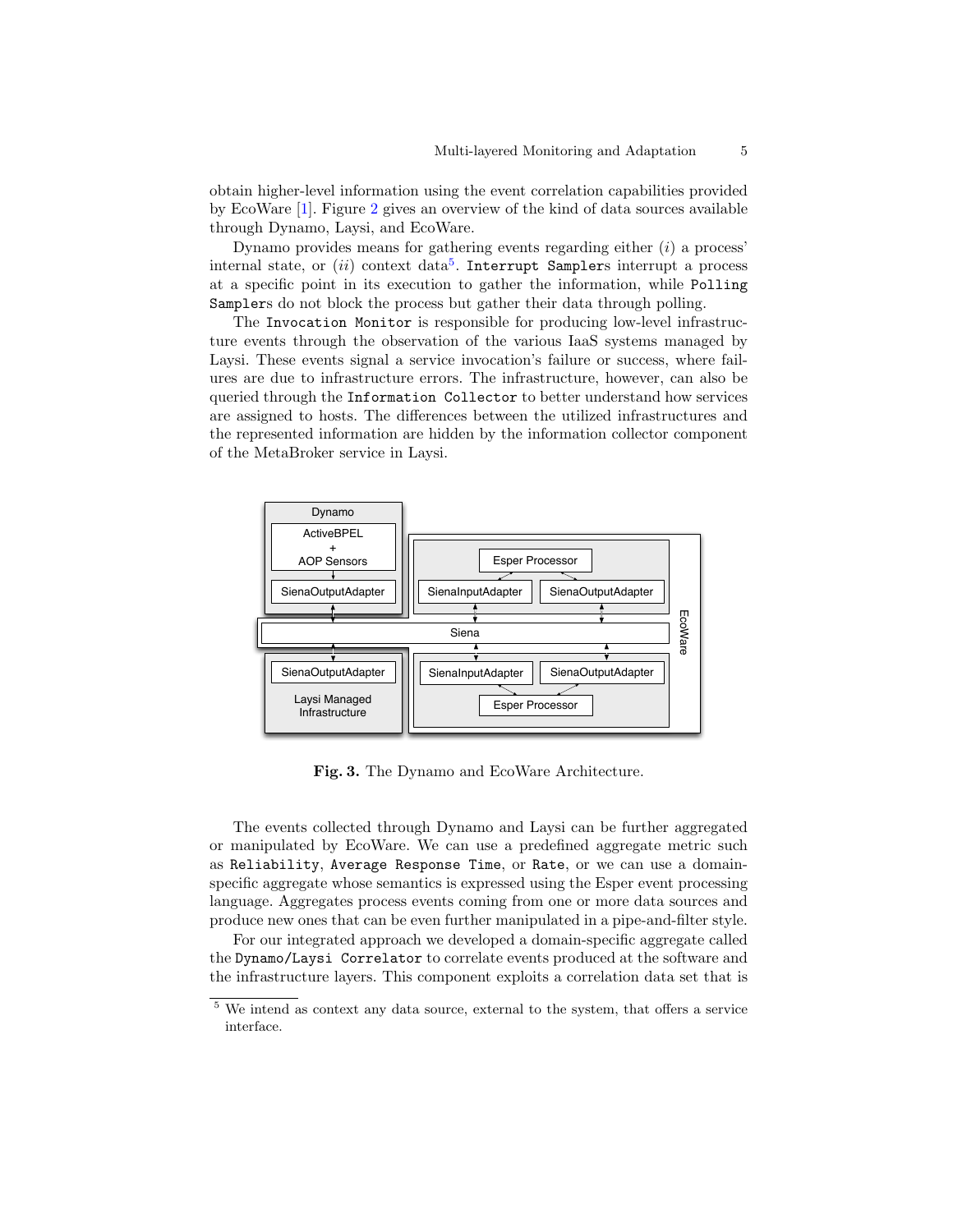obtain higher-level information using the event correlation capabilities provided by EcoWare [1]. Figure 2 gives an overview of the kind of data sources available through Dynamo, Laysi, and EcoWare.

Dynamo provides means for gathering events regarding either (*i*) a process' internal state, or (*ii*) context data[5]. `Interrupt Sampler`s interrupt a process at a specific point in its execution to gather the information, while `Polling Sampler`s do not block the process but gather their data through polling.

The `Invocation Monitor` is responsible for producing low-level infrastructure events through the observation of the various IaaS systems managed by Laysi. These events signal a service invocation's failure or success, where failures are due to infrastructure errors. The infrastructure, however, can also be queried through the `Information Collector` to better understand how services are assigned to hosts. The differences between the utilized infrastructures and the represented information are hidden by the information collector component of the MetaBroker service in Laysi.

**Fig. 3.** The Dynamo and EcoWare Architecture.

The events collected through Dynamo and Laysi can be further aggregated or manipulated by EcoWare. We can use a predefined aggregate metric such as `Reliability`, `Average Response Time`, or `Rate`, or we can use a domain-specific aggregate whose semantics is expressed using the Esper event processing language. Aggregates process events coming from one or more data sources and produce new ones that can be even further manipulated in a pipe-and-filter style.

For our integrated approach we developed a domain-specific aggregate called the `Dynamo/Laysi Correlator` to correlate events produced at the software and the infrastructure layers. This component exploits a correlation data set that is

[5] We intend as context any data source, external to the system, that offers a service interface.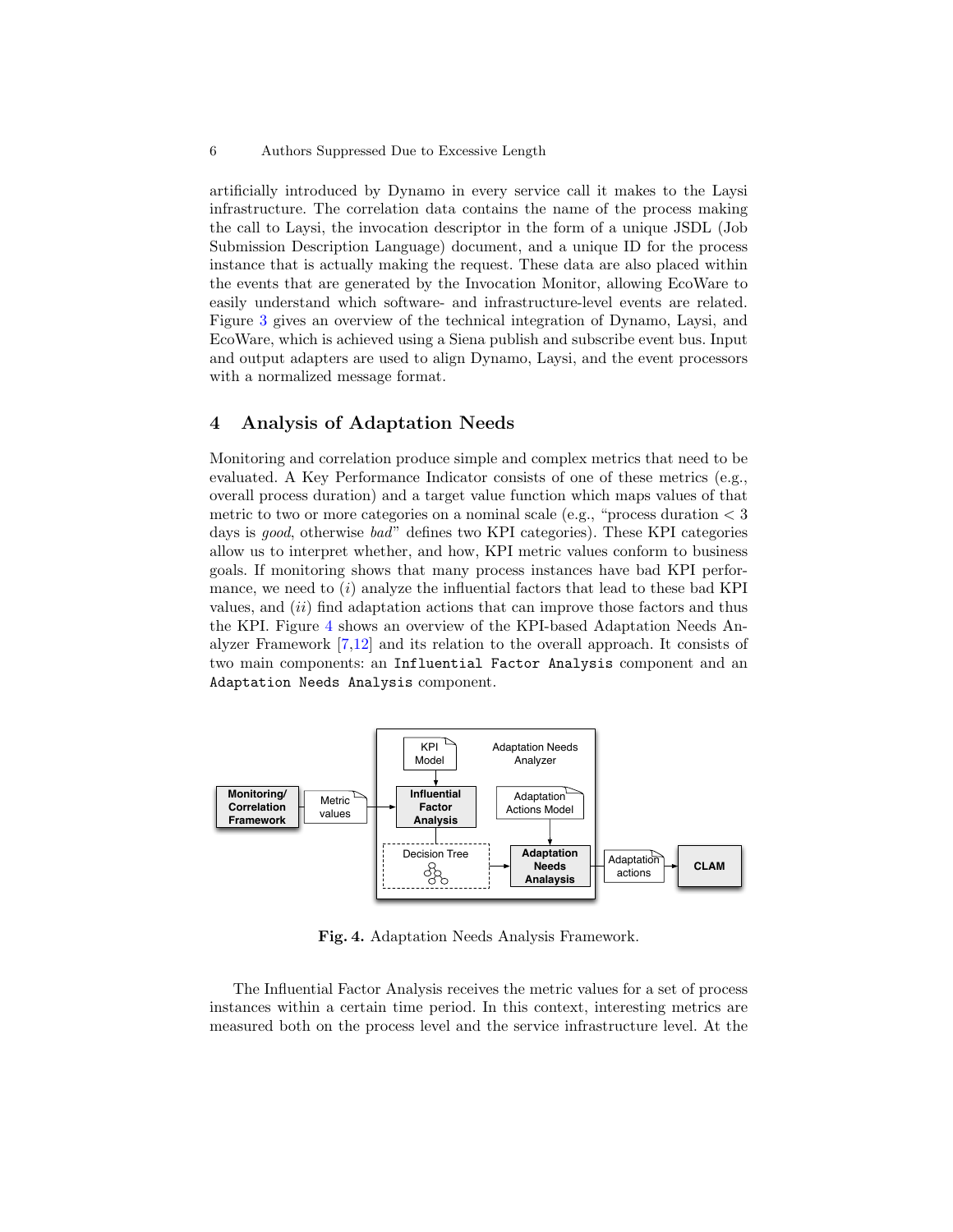artificially introduced by Dynamo in every service call it makes to the Laysi infrastructure. The correlation data contains the name of the process making the call to Laysi, the invocation descriptor in the form of a unique JSDL (Job Submission Description Language) document, and a unique ID for the process instance that is actually making the request. These data are also placed within the events that are generated by the Invocation Monitor, allowing EcoWare to easily understand which software- and infrastructure-level events are related. Figure 3 gives an overview of the technical integration of Dynamo, Laysi, and EcoWare, which is achieved using a Siena publish and subscribe event bus. Input and output adapters are used to align Dynamo, Laysi, and the event processors with a normalized message format.

## 4 Analysis of Adaptation Needs

Monitoring and correlation produce simple and complex metrics that need to be evaluated. A Key Performance Indicator consists of one of these metrics (e.g., overall process duration) and a target value function which maps values of that metric to two or more categories on a nominal scale (e.g., "process duration $< 3$ days is *good*, otherwise *bad*" defines two KPI categories). These KPI categories allow us to interpret whether, and how, KPI metric values conform to business goals. If monitoring shows that many process instances have bad KPI performance, we need to (*i*) analyze the influential factors that lead to these bad KPI values, and (*ii*) find adaptation actions that can improve those factors and thus the KPI. Figure 4 shows an overview of the KPI-based Adaptation Needs Analyzer Framework [7,12] and its relation to the overall approach. It consists of two main components: an `Influential Factor Analysis` component and an `Adaptation Needs Analysis` component.

**Fig. 4.** Adaptation Needs Analysis Framework.

The Influential Factor Analysis receives the metric values for a set of process instances within a certain time period. In this context, interesting metrics are measured both on the process level and the service infrastructure level. At the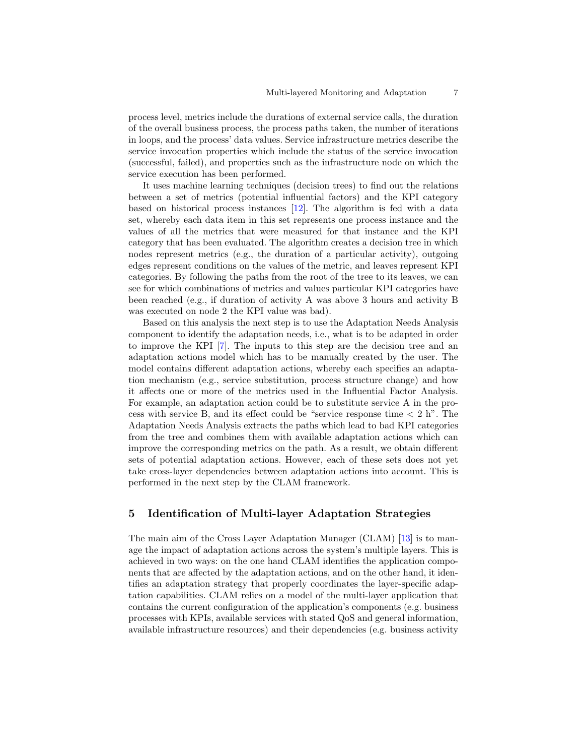process level, metrics include the durations of external service calls, the duration of the overall business process, the process paths taken, the number of iterations in loops, and the process' data values. Service infrastructure metrics describe the service invocation properties which include the status of the service invocation (successful, failed), and properties such as the infrastructure node on which the service execution has been performed.

It uses machine learning techniques (decision trees) to find out the relations between a set of metrics (potential influential factors) and the KPI category based on historical process instances [12]. The algorithm is fed with a data set, whereby each data item in this set represents one process instance and the values of all the metrics that were measured for that instance and the KPI category that has been evaluated. The algorithm creates a decision tree in which nodes represent metrics (e.g., the duration of a particular activity), outgoing edges represent conditions on the values of the metric, and leaves represent KPI categories. By following the paths from the root of the tree to its leaves, we can see for which combinations of metrics and values particular KPI categories have been reached (e.g., if duration of activity A was above 3 hours and activity B was executed on node 2 the KPI value was bad).

Based on this analysis the next step is to use the Adaptation Needs Analysis component to identify the adaptation needs, i.e., what is to be adapted in order to improve the KPI [7]. The inputs to this step are the decision tree and an adaptation actions model which has to be manually created by the user. The model contains different adaptation actions, whereby each specifies an adaptation mechanism (e.g., service substitution, process structure change) and how it affects one or more of the metrics used in the Influential Factor Analysis. For example, an adaptation action could be to substitute service A in the process with service B, and its effect could be "service response time $< 2$ h". The Adaptation Needs Analysis extracts the paths which lead to bad KPI categories from the tree and combines them with available adaptation actions which can improve the corresponding metrics on the path. As a result, we obtain different sets of potential adaptation actions. However, each of these sets does not yet take cross-layer dependencies between adaptation actions into account. This is performed in the next step by the CLAM framework.

## 5 Identification of Multi-layer Adaptation Strategies

The main aim of the Cross Layer Adaptation Manager (CLAM) [13] is to manage the impact of adaptation actions across the system's multiple layers. This is achieved in two ways: on the one hand CLAM identifies the application components that are affected by the adaptation actions, and on the other hand, it identifies an adaptation strategy that properly coordinates the layer-specific adaptation capabilities. CLAM relies on a model of the multi-layer application that contains the current configuration of the application's components (e.g. business processes with KPIs, available services with stated QoS and general information, available infrastructure resources) and their dependencies (e.g. business activity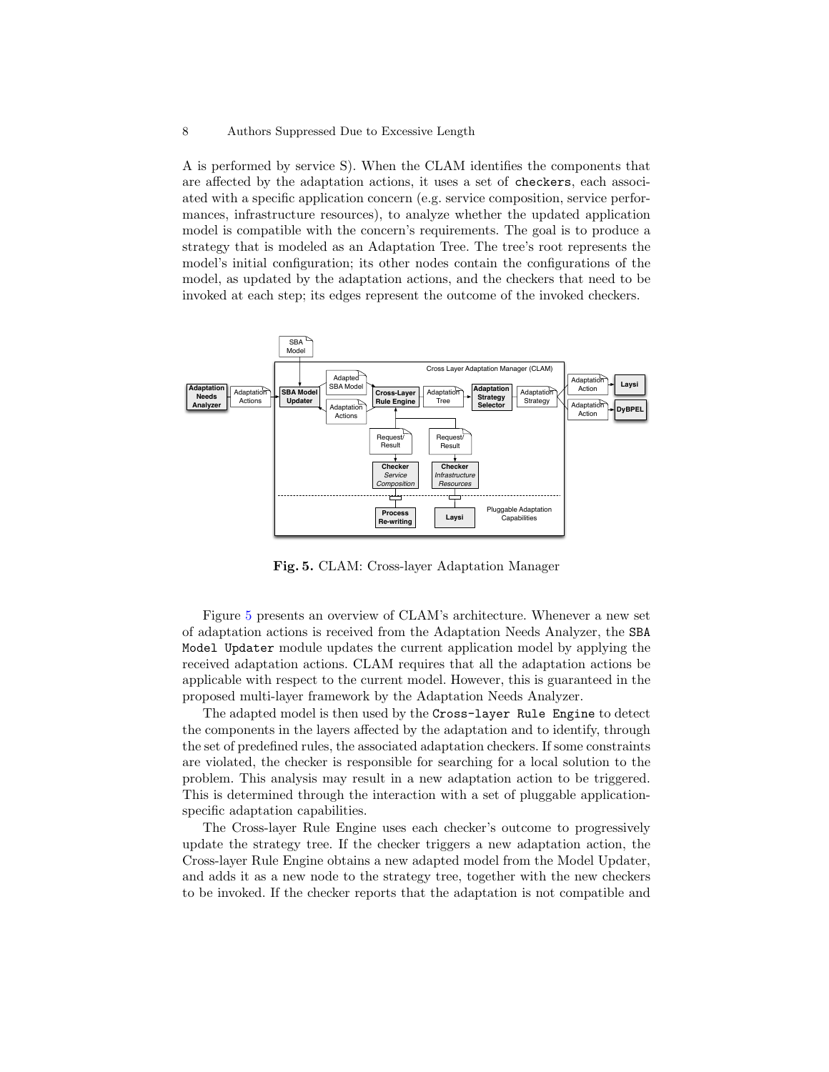A is performed by service S). When the CLAM identifies the components that are affected by the adaptation actions, it uses a set of `checkers`, each associated with a specific application concern (e.g. service composition, service performances, infrastructure resources), to analyze whether the updated application model is compatible with the concern's requirements. The goal is to produce a strategy that is modeled as an Adaptation Tree. The tree's root represents the model's initial configuration; its other nodes contain the configurations of the model, as updated by the adaptation actions, and the checkers that need to be invoked at each step; its edges represent the outcome of the invoked checkers.

SBA Model

Cross Layer Adaptation Manager (CLAM)

Adaptation Needs Analyzer

Adaptation Actions

SBA Model Updater

Adapted SBA Model

Adaptation Actions

Cross-Layer Rule Engine

Adaptation Tree

Adaptation Strategy Selector

Adaptation Strategy

Adaptation Action

Laysi

Adaptation Action

DyBPEL

Request/ Result

Request/ Result

Checker *Service Composition*

Checker *Infrastructure Resources*

Process Re-writing

Laysi

Pluggable Adaptation Capabilities

**Fig. 5.** CLAM: Cross-layer Adaptation Manager

Figure 5 presents an overview of CLAM's architecture. Whenever a new set of adaptation actions is received from the Adaptation Needs Analyzer, the `SBA Model Updater` module updates the current application model by applying the received adaptation actions. CLAM requires that all the adaptation actions be applicable with respect to the current model. However, this is guaranteed in the proposed multi-layer framework by the Adaptation Needs Analyzer.

The adapted model is then used by the `Cross-layer Rule Engine` to detect the components in the layers affected by the adaptation and to identify, through the set of predefined rules, the associated adaptation checkers. If some constraints are violated, the checker is responsible for searching for a local solution to the problem. This analysis may result in a new adaptation action to be triggered. This is determined through the interaction with a set of pluggable application-specific adaptation capabilities.

The Cross-layer Rule Engine uses each checker's outcome to progressively update the strategy tree. If the checker triggers a new adaptation action, the Cross-layer Rule Engine obtains a new adapted model from the Model Updater, and adds it as a new node to the strategy tree, together with the new checkers to be invoked. If the checker reports that the adaptation is not compatible and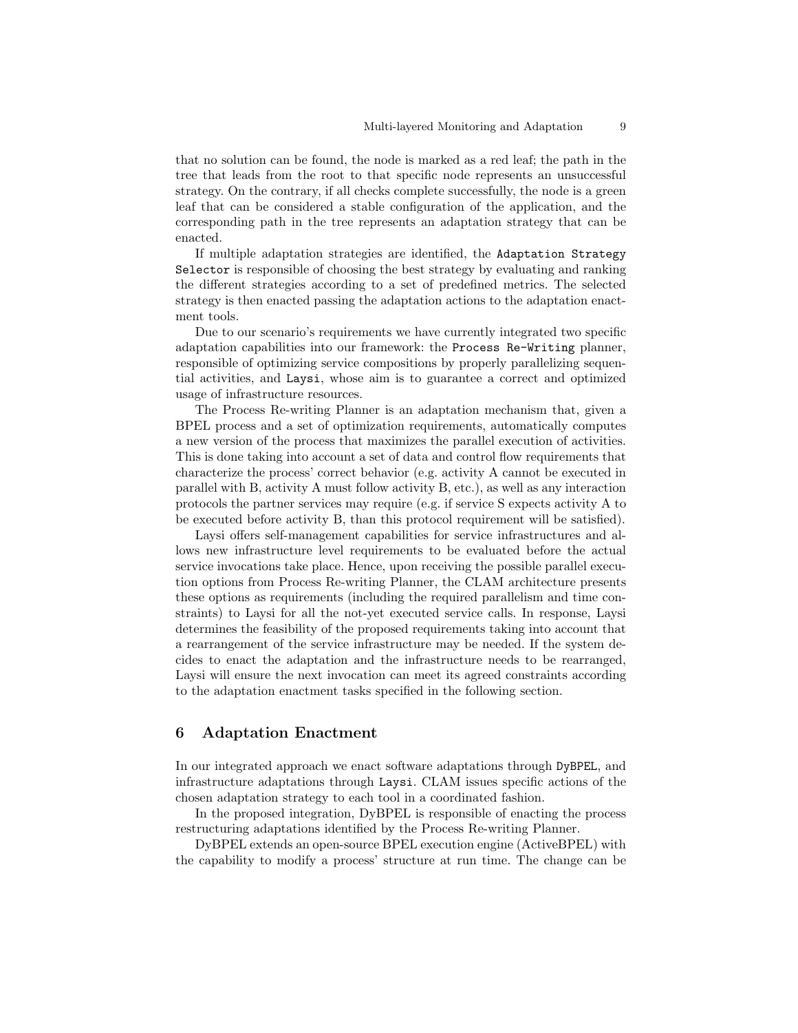that no solution can be found, the node is marked as a red leaf; the path in the tree that leads from the root to that specific node represents an unsuccessful strategy. On the contrary, if all checks complete successfully, the node is a green leaf that can be considered a stable configuration of the application, and the corresponding path in the tree represents an adaptation strategy that can be enacted.

If multiple adaptation strategies are identified, the `Adaptation Strategy Selector` is responsible of choosing the best strategy by evaluating and ranking the different strategies according to a set of predefined metrics. The selected strategy is then enacted passing the adaptation actions to the adaptation enactment tools.

Due to our scenario's requirements we have currently integrated two specific adaptation capabilities into our framework: the `Process Re-Writing` planner, responsible of optimizing service compositions by properly parallelizing sequential activities, and `Laysi`, whose aim is to guarantee a correct and optimized usage of infrastructure resources.

The Process Re-writing Planner is an adaptation mechanism that, given a BPEL process and a set of optimization requirements, automatically computes a new version of the process that maximizes the parallel execution of activities. This is done taking into account a set of data and control flow requirements that characterize the process' correct behavior (e.g. activity A cannot be executed in parallel with B, activity A must follow activity B, etc.), as well as any interaction protocols the partner services may require (e.g. if service S expects activity A to be executed before activity B, than this protocol requirement will be satisfied).

Laysi offers self-management capabilities for service infrastructures and allows new infrastructure level requirements to be evaluated before the actual service invocations take place. Hence, upon receiving the possible parallel execution options from Process Re-writing Planner, the CLAM architecture presents these options as requirements (including the required parallelism and time constraints) to Laysi for all the not-yet executed service calls. In response, Laysi determines the feasibility of the proposed requirements taking into account that a rearrangement of the service infrastructure may be needed. If the system decides to enact the adaptation and the infrastructure needs to be rearranged, Laysi will ensure the next invocation can meet its agreed constraints according to the adaptation enactment tasks specified in the following section.

## 6 Adaptation Enactment

In our integrated approach we enact software adaptations through `DyBPEL`, and infrastructure adaptations through `Laysi`. CLAM issues specific actions of the chosen adaptation strategy to each tool in a coordinated fashion.

In the proposed integration, DyBPEL is responsible of enacting the process restructuring adaptations identified by the Process Re-writing Planner.

DyBPEL extends an open-source BPEL execution engine (ActiveBPEL) with the capability to modify a process' structure at run time. The change can be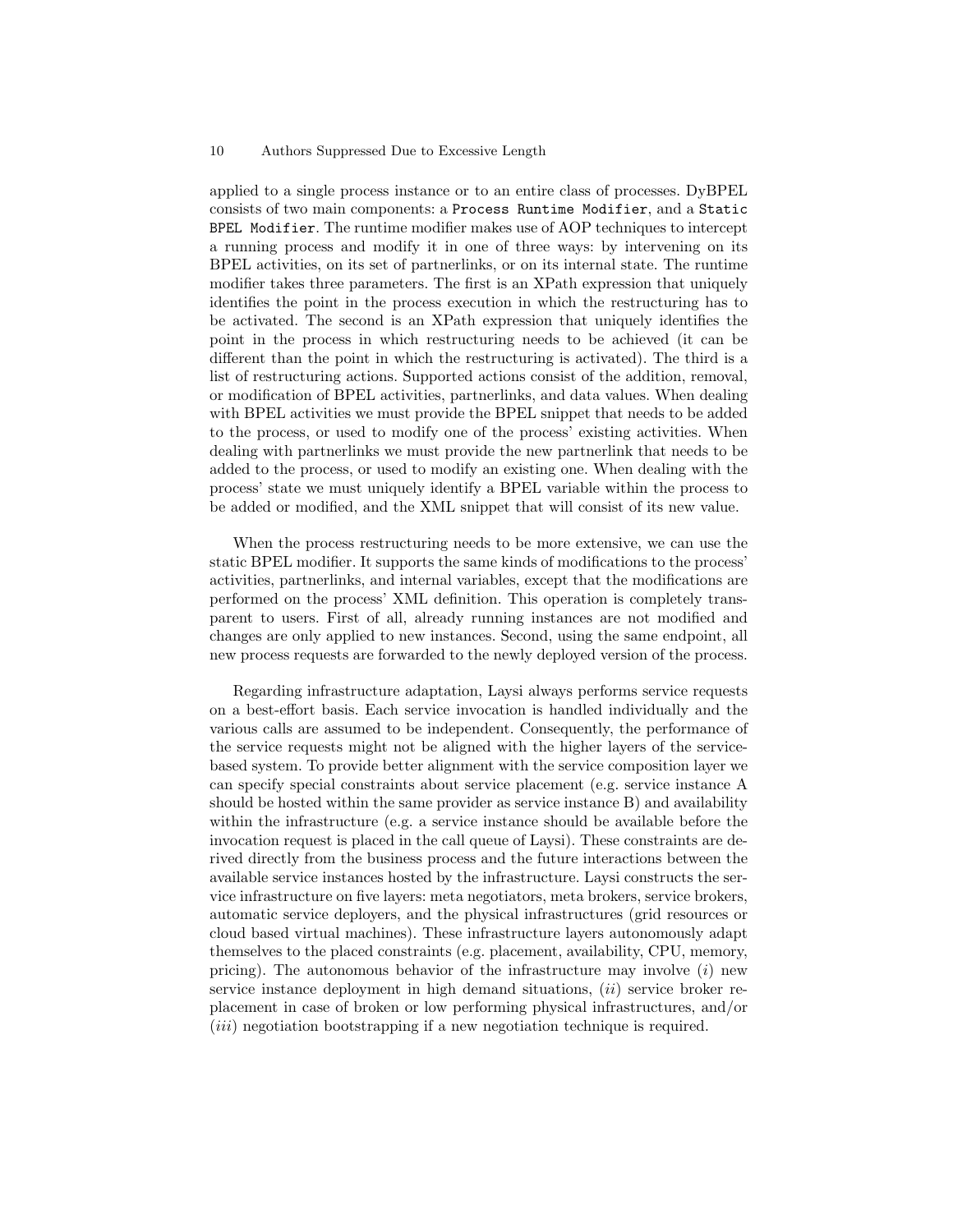applied to a single process instance or to an entire class of processes. DyBPEL consists of two main components: a `Process Runtime Modifier`, and a `Static BPEL Modifier`. The runtime modifier makes use of AOP techniques to intercept a running process and modify it in one of three ways: by intervening on its BPEL activities, on its set of partnerlinks, or on its internal state. The runtime modifier takes three parameters. The first is an XPath expression that uniquely identifies the point in the process execution in which the restructuring has to be activated. The second is an XPath expression that uniquely identifies the point in the process in which restructuring needs to be achieved (it can be different than the point in which the restructuring is activated). The third is a list of restructuring actions. Supported actions consist of the addition, removal, or modification of BPEL activities, partnerlinks, and data values. When dealing with BPEL activities we must provide the BPEL snippet that needs to be added to the process, or used to modify one of the process' existing activities. When dealing with partnerlinks we must provide the new partnerlink that needs to be added to the process, or used to modify an existing one. When dealing with the process' state we must uniquely identify a BPEL variable within the process to be added or modified, and the XML snippet that will consist of its new value.

When the process restructuring needs to be more extensive, we can use the static BPEL modifier. It supports the same kinds of modifications to the process' activities, partnerlinks, and internal variables, except that the modifications are performed on the process' XML definition. This operation is completely transparent to users. First of all, already running instances are not modified and changes are only applied to new instances. Second, using the same endpoint, all new process requests are forwarded to the newly deployed version of the process.

Regarding infrastructure adaptation, Laysi always performs service requests on a best-effort basis. Each service invocation is handled individually and the various calls are assumed to be independent. Consequently, the performance of the service requests might not be aligned with the higher layers of the service-based system. To provide better alignment with the service composition layer we can specify special constraints about service placement (e.g. service instance A should be hosted within the same provider as service instance B) and availability within the infrastructure (e.g. a service instance should be available before the invocation request is placed in the call queue of Laysi). These constraints are derived directly from the business process and the future interactions between the available service instances hosted by the infrastructure. Laysi constructs the service infrastructure on five layers: meta negotiators, meta brokers, service brokers, automatic service deployers, and the physical infrastructures (grid resources or cloud based virtual machines). These infrastructure layers autonomously adapt themselves to the placed constraints (e.g. placement, availability, CPU, memory, pricing). The autonomous behavior of the infrastructure may involve (*i*) new service instance deployment in high demand situations, (*ii*) service broker replacement in case of broken or low performing physical infrastructures, and/or (*iii*) negotiation bootstrapping if a new negotiation technique is required.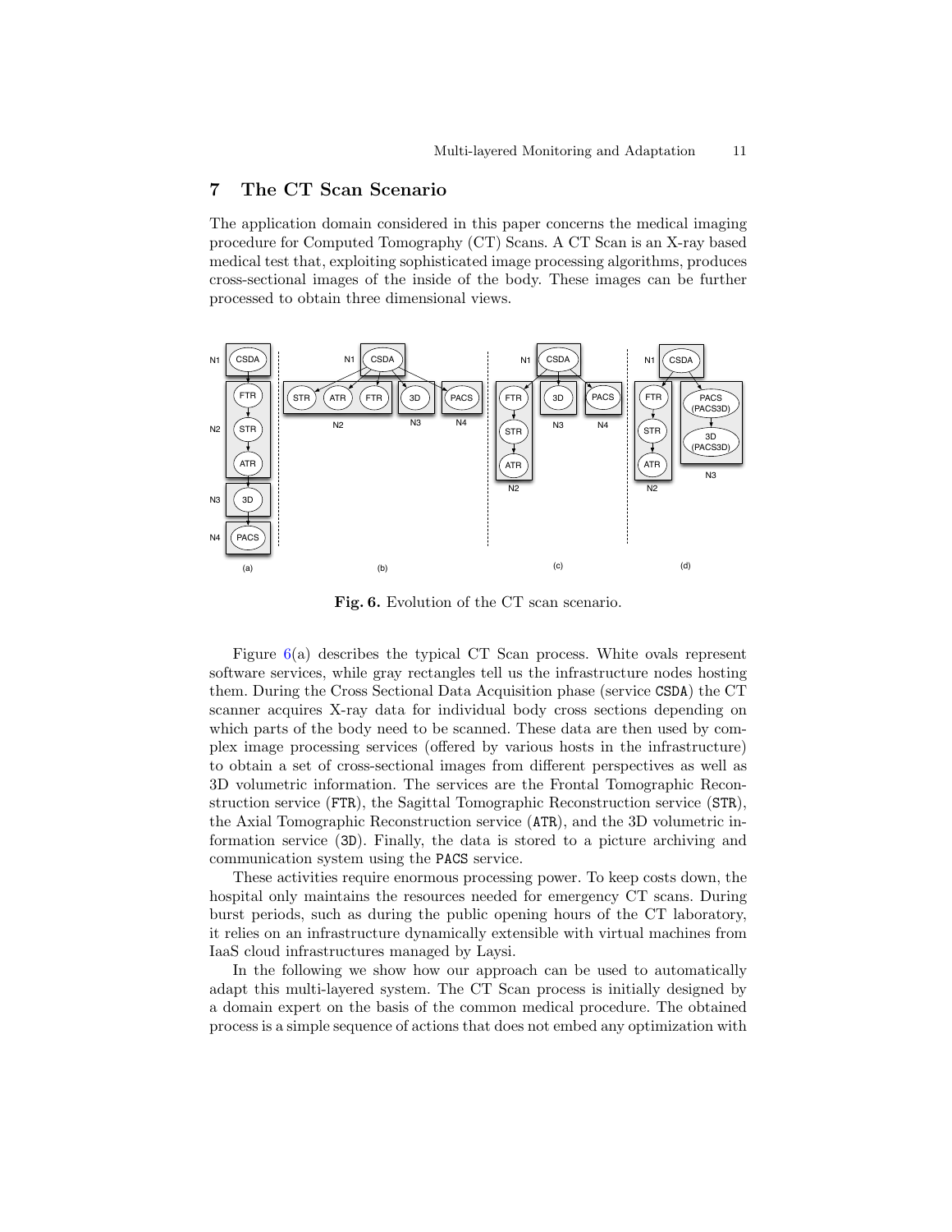## 7 The CT Scan Scenario

The application domain considered in this paper concerns the medical imaging procedure for Computed Tomography (CT) Scans. A CT Scan is an X-ray based medical test that, exploiting sophisticated image processing algorithms, produces cross-sectional images of the inside of the body. These images can be further processed to obtain three dimensional views.

N1 CSDA
N2 FTR STR ATR
N3 3D
N4 PACS
(a)

N1 CSDA
STR ATR FTR 3D PACS
N2 N3 N4
(b)

N1 CSDA
FTR STR ATR 3D PACS
N2 N3 N4
(c)

N1 CSDA
FTR STR ATR PACS (PACS3D) 3D (PACS3D)
N2 N3
(d)

**Fig. 6.** Evolution of the CT scan scenario.

Figure 6(a) describes the typical CT Scan process. White ovals represent software services, while gray rectangles tell us the infrastructure nodes hosting them. During the Cross Sectional Data Acquisition phase (service `CSDA`) the CT scanner acquires X-ray data for individual body cross sections depending on which parts of the body need to be scanned. These data are then used by complex image processing services (offered by various hosts in the infrastructure) to obtain a set of cross-sectional images from different perspectives as well as 3D volumetric information. The services are the Frontal Tomographic Reconstruction service (`FTR`), the Sagittal Tomographic Reconstruction service (`STR`), the Axial Tomographic Reconstruction service (`ATR`), and the 3D volumetric information service (`3D`). Finally, the data is stored to a picture archiving and communication system using the `PACS` service.

These activities require enormous processing power. To keep costs down, the hospital only maintains the resources needed for emergency CT scans. During burst periods, such as during the public opening hours of the CT laboratory, it relies on an infrastructure dynamically extensible with virtual machines from IaaS cloud infrastructures managed by Laysi.

In the following we show how our approach can be used to automatically adapt this multi-layered system. The CT Scan process is initially designed by a domain expert on the basis of the common medical procedure. The obtained process is a simple sequence of actions that does not embed any optimization with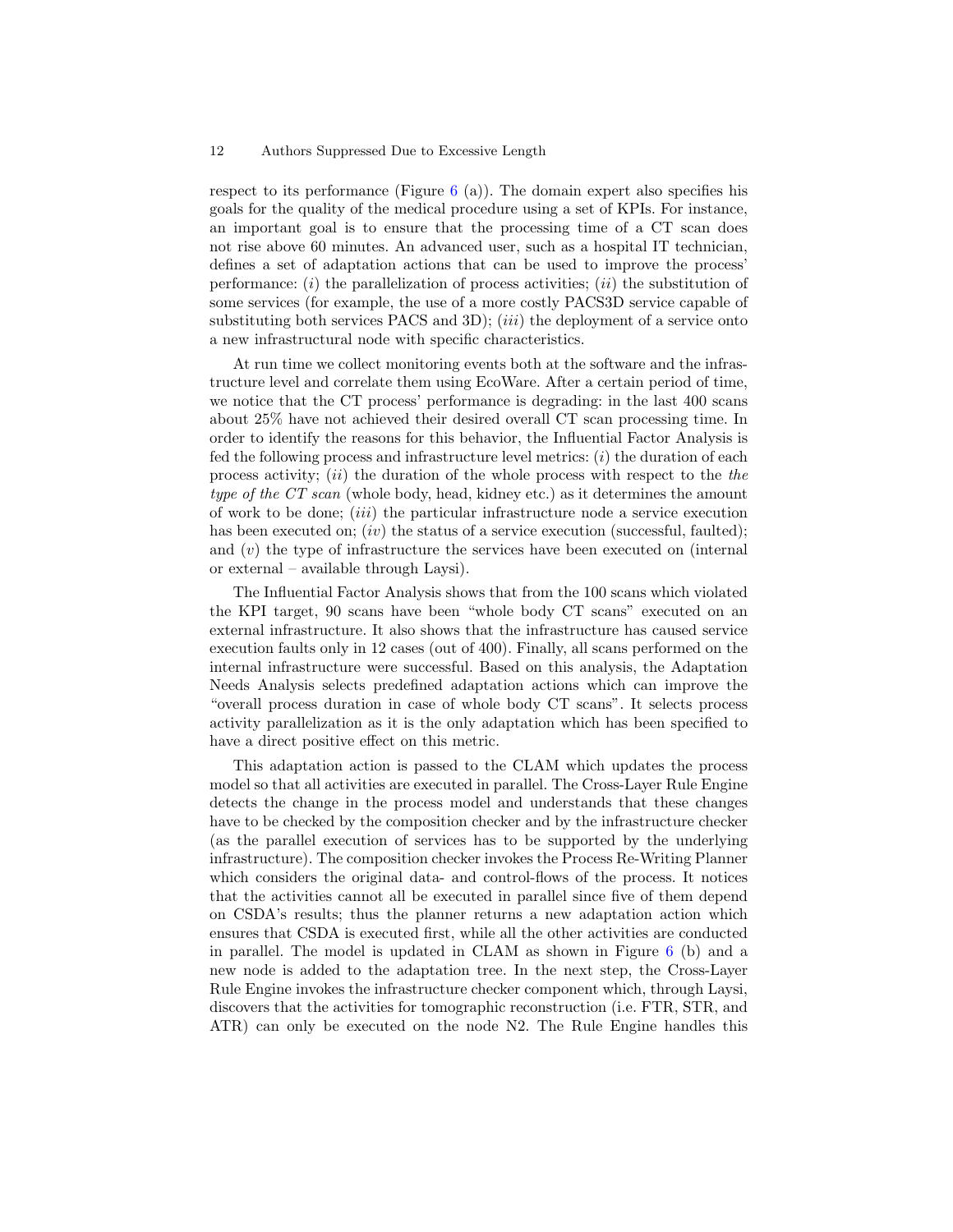respect to its performance (Figure 6 (a)). The domain expert also specifies his goals for the quality of the medical procedure using a set of KPIs. For instance, an important goal is to ensure that the processing time of a CT scan does not rise above 60 minutes. An advanced user, such as a hospital IT technician, defines a set of adaptation actions that can be used to improve the process' performance: (*i*) the parallelization of process activities; (*ii*) the substitution of some services (for example, the use of a more costly PACS3D service capable of substituting both services PACS and 3D); (*iii*) the deployment of a service onto a new infrastructural node with specific characteristics.

At run time we collect monitoring events both at the software and the infrastructure level and correlate them using EcoWare. After a certain period of time, we notice that the CT process' performance is degrading: in the last 400 scans about 25% have not achieved their desired overall CT scan processing time. In order to identify the reasons for this behavior, the Influential Factor Analysis is fed the following process and infrastructure level metrics: (*i*) the duration of each process activity; (*ii*) the duration of the whole process with respect to the *the type of the CT scan* (whole body, head, kidney etc.) as it determines the amount of work to be done; (*iii*) the particular infrastructure node a service execution has been executed on; (*iv*) the status of a service execution (successful, faulted); and (*v*) the type of infrastructure the services have been executed on (internal or external – available through Laysi).

The Influential Factor Analysis shows that from the 100 scans which violated the KPI target, 90 scans have been "whole body CT scans" executed on an external infrastructure. It also shows that the infrastructure has caused service execution faults only in 12 cases (out of 400). Finally, all scans performed on the internal infrastructure were successful. Based on this analysis, the Adaptation Needs Analysis selects predefined adaptation actions which can improve the "overall process duration in case of whole body CT scans". It selects process activity parallelization as it is the only adaptation which has been specified to have a direct positive effect on this metric.

This adaptation action is passed to the CLAM which updates the process model so that all activities are executed in parallel. The Cross-Layer Rule Engine detects the change in the process model and understands that these changes have to be checked by the composition checker and by the infrastructure checker (as the parallel execution of services has to be supported by the underlying infrastructure). The composition checker invokes the Process Re-Writing Planner which considers the original data- and control-flows of the process. It notices that the activities cannot all be executed in parallel since five of them depend on CSDA's results; thus the planner returns a new adaptation action which ensures that CSDA is executed first, while all the other activities are conducted in parallel. The model is updated in CLAM as shown in Figure 6 (b) and a new node is added to the adaptation tree. In the next step, the Cross-Layer Rule Engine invokes the infrastructure checker component which, through Laysi, discovers that the activities for tomographic reconstruction (i.e. FTR, STR, and ATR) can only be executed on the node N2. The Rule Engine handles this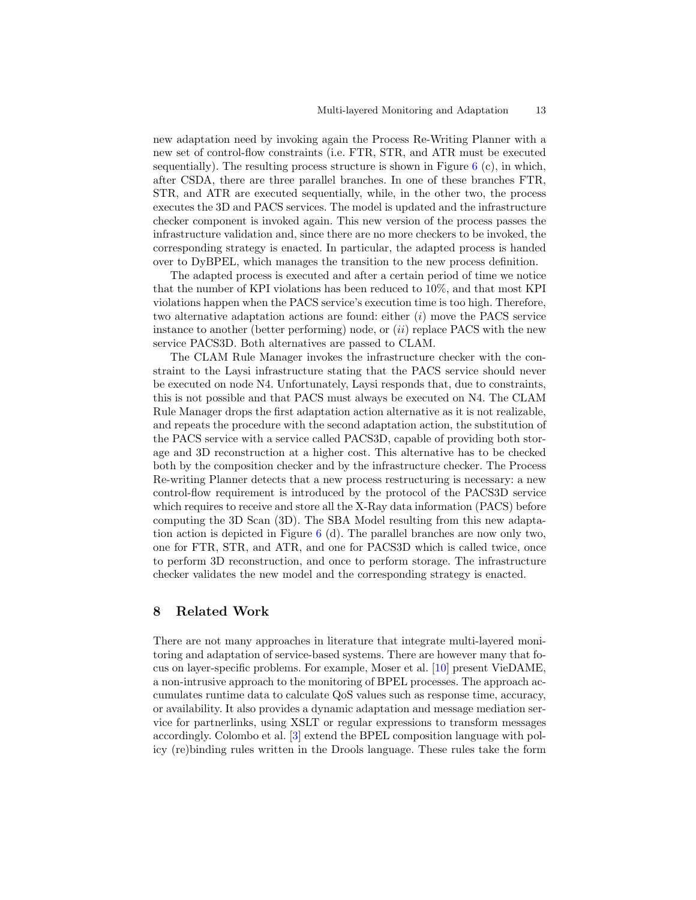new adaptation need by invoking again the Process Re-Writing Planner with a new set of control-flow constraints (i.e. FTR, STR, and ATR must be executed sequentially). The resulting process structure is shown in Figure 6 (c), in which, after CSDA, there are three parallel branches. In one of these branches FTR, STR, and ATR are executed sequentially, while, in the other two, the process executes the 3D and PACS services. The model is updated and the infrastructure checker component is invoked again. This new version of the process passes the infrastructure validation and, since there are no more checkers to be invoked, the corresponding strategy is enacted. In particular, the adapted process is handed over to DyBPEL, which manages the transition to the new process definition.

The adapted process is executed and after a certain period of time we notice that the number of KPI violations has been reduced to 10%, and that most KPI violations happen when the PACS service's execution time is too high. Therefore, two alternative adaptation actions are found: either (*i*) move the PACS service instance to another (better performing) node, or (*ii*) replace PACS with the new service PACS3D. Both alternatives are passed to CLAM.

The CLAM Rule Manager invokes the infrastructure checker with the constraint to the Laysi infrastructure stating that the PACS service should never be executed on node N4. Unfortunately, Laysi responds that, due to constraints, this is not possible and that PACS must always be executed on N4. The CLAM Rule Manager drops the first adaptation action alternative as it is not realizable, and repeats the procedure with the second adaptation action, the substitution of the PACS service with a service called PACS3D, capable of providing both storage and 3D reconstruction at a higher cost. This alternative has to be checked both by the composition checker and by the infrastructure checker. The Process Re-writing Planner detects that a new process restructuring is necessary: a new control-flow requirement is introduced by the protocol of the PACS3D service which requires to receive and store all the X-Ray data information (PACS) before computing the 3D Scan (3D). The SBA Model resulting from this new adaptation action is depicted in Figure 6 (d). The parallel branches are now only two, one for FTR, STR, and ATR, and one for PACS3D which is called twice, once to perform 3D reconstruction, and once to perform storage. The infrastructure checker validates the new model and the corresponding strategy is enacted.

## 8 Related Work

There are not many approaches in literature that integrate multi-layered monitoring and adaptation of service-based systems. There are however many that focus on layer-specific problems. For example, Moser et al. [10] present VieDAME, a non-intrusive approach to the monitoring of BPEL processes. The approach accumulates runtime data to calculate QoS values such as response time, accuracy, or availability. It also provides a dynamic adaptation and message mediation service for partnerlinks, using XSLT or regular expressions to transform messages accordingly. Colombo et al. [3] extend the BPEL composition language with policy (re)binding rules written in the Drools language. These rules take the form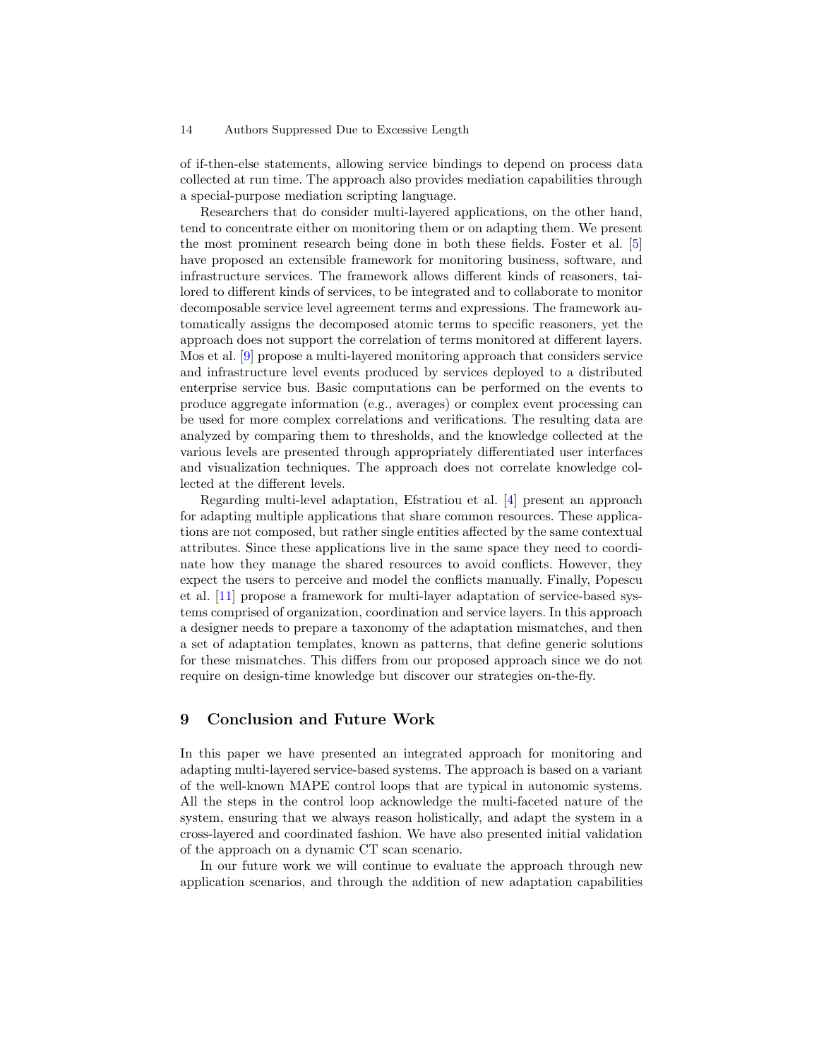of if-then-else statements, allowing service bindings to depend on process data collected at run time. The approach also provides mediation capabilities through a special-purpose mediation scripting language.

Researchers that do consider multi-layered applications, on the other hand, tend to concentrate either on monitoring them or on adapting them. We present the most prominent research being done in both these fields. Foster et al. [5] have proposed an extensible framework for monitoring business, software, and infrastructure services. The framework allows different kinds of reasoners, tailored to different kinds of services, to be integrated and to collaborate to monitor decomposable service level agreement terms and expressions. The framework automatically assigns the decomposed atomic terms to specific reasoners, yet the approach does not support the correlation of terms monitored at different layers. Mos et al. [9] propose a multi-layered monitoring approach that considers service and infrastructure level events produced by services deployed to a distributed enterprise service bus. Basic computations can be performed on the events to produce aggregate information (e.g., averages) or complex event processing can be used for more complex correlations and verifications. The resulting data are analyzed by comparing them to thresholds, and the knowledge collected at the various levels are presented through appropriately differentiated user interfaces and visualization techniques. The approach does not correlate knowledge collected at the different levels.

Regarding multi-level adaptation, Efstratiou et al. [4] present an approach for adapting multiple applications that share common resources. These applications are not composed, but rather single entities affected by the same contextual attributes. Since these applications live in the same space they need to coordinate how they manage the shared resources to avoid conflicts. However, they expect the users to perceive and model the conflicts manually. Finally, Popescu et al. [11] propose a framework for multi-layer adaptation of service-based systems comprised of organization, coordination and service layers. In this approach a designer needs to prepare a taxonomy of the adaptation mismatches, and then a set of adaptation templates, known as patterns, that define generic solutions for these mismatches. This differs from our proposed approach since we do not require on design-time knowledge but discover our strategies on-the-fly.

## 9 Conclusion and Future Work

In this paper we have presented an integrated approach for monitoring and adapting multi-layered service-based systems. The approach is based on a variant of the well-known MAPE control loops that are typical in autonomic systems. All the steps in the control loop acknowledge the multi-faceted nature of the system, ensuring that we always reason holistically, and adapt the system in a cross-layered and coordinated fashion. We have also presented initial validation of the approach on a dynamic CT scan scenario.

In our future work we will continue to evaluate the approach through new application scenarios, and through the addition of new adaptation capabilities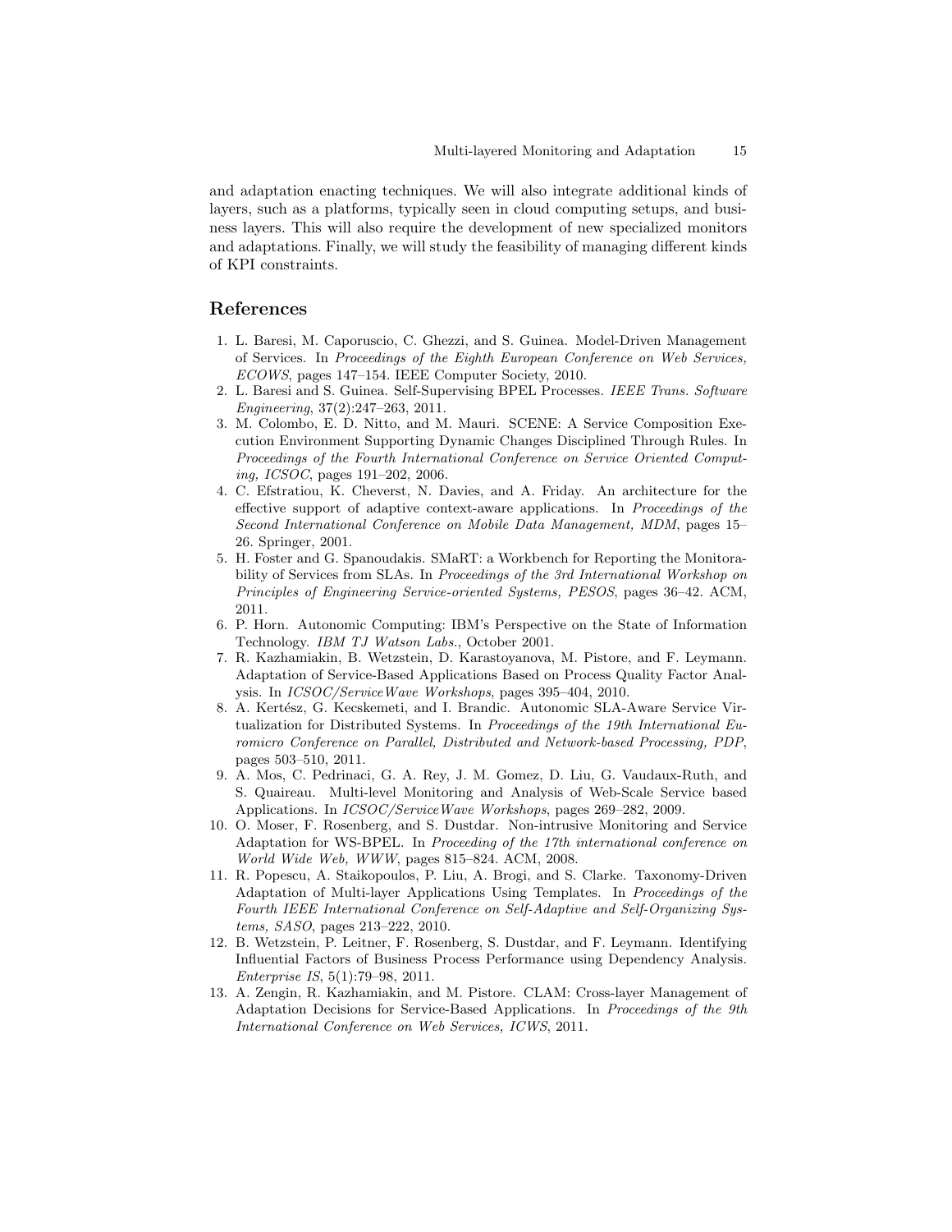and adaptation enacting techniques. We will also integrate additional kinds of layers, such as a platforms, typically seen in cloud computing setups, and business layers. This will also require the development of new specialized monitors and adaptations. Finally, we will study the feasibility of managing different kinds of KPI constraints.

## References

1. L. Baresi, M. Caporuscio, C. Ghezzi, and S. Guinea. Model-Driven Management of Services. In *Proceedings of the Eighth European Conference on Web Services, ECOWS*, pages 147–154. IEEE Computer Society, 2010.
2. L. Baresi and S. Guinea. Self-Supervising BPEL Processes. *IEEE Trans. Software Engineering*, 37(2):247–263, 2011.
3. M. Colombo, E. D. Nitto, and M. Mauri. SCENE: A Service Composition Execution Environment Supporting Dynamic Changes Disciplined Through Rules. In *Proceedings of the Fourth International Conference on Service Oriented Computing, ICSOC*, pages 191–202, 2006.
4. C. Efstratiou, K. Cheverst, N. Davies, and A. Friday. An architecture for the effective support of adaptive context-aware applications. In *Proceedings of the Second International Conference on Mobile Data Management, MDM*, pages 15–26. Springer, 2001.
5. H. Foster and G. Spanoudakis. SMaRT: a Workbench for Reporting the Monitorability of Services from SLAs. In *Proceedings of the 3rd International Workshop on Principles of Engineering Service-oriented Systems, PESOS*, pages 36–42. ACM, 2011.
6. P. Horn. Autonomic Computing: IBM's Perspective on the State of Information Technology. *IBM TJ Watson Labs.*, October 2001.
7. R. Kazhamiakin, B. Wetzstein, D. Karastoyanova, M. Pistore, and F. Leymann. Adaptation of Service-Based Applications Based on Process Quality Factor Analysis. In *ICSOC/ServiceWave Workshops*, pages 395–404, 2010.
8. A. Kertész, G. Kecskemeti, and I. Brandic. Autonomic SLA-Aware Service Virtualization for Distributed Systems. In *Proceedings of the 19th International Euromicro Conference on Parallel, Distributed and Network-based Processing, PDP*, pages 503–510, 2011.
9. A. Mos, C. Pedrinaci, G. A. Rey, J. M. Gomez, D. Liu, G. Vaudaux-Ruth, and S. Quaireau. Multi-level Monitoring and Analysis of Web-Scale Service based Applications. In *ICSOC/ServiceWave Workshops*, pages 269–282, 2009.
10. O. Moser, F. Rosenberg, and S. Dustdar. Non-intrusive Monitoring and Service Adaptation for WS-BPEL. In *Proceeding of the 17th international conference on World Wide Web, WWW*, pages 815–824. ACM, 2008.
11. R. Popescu, A. Staikopoulos, P. Liu, A. Brogi, and S. Clarke. Taxonomy-Driven Adaptation of Multi-layer Applications Using Templates. In *Proceedings of the Fourth IEEE International Conference on Self-Adaptive and Self-Organizing Systems, SASO*, pages 213–222, 2010.
12. B. Wetzstein, P. Leitner, F. Rosenberg, S. Dustdar, and F. Leymann. Identifying Influential Factors of Business Process Performance using Dependency Analysis. *Enterprise IS*, 5(1):79–98, 2011.
13. A. Zengin, R. Kazhamiakin, and M. Pistore. CLAM: Cross-layer Management of Adaptation Decisions for Service-Based Applications. In *Proceedings of the 9th International Conference on Web Services, ICWS*, 2011.